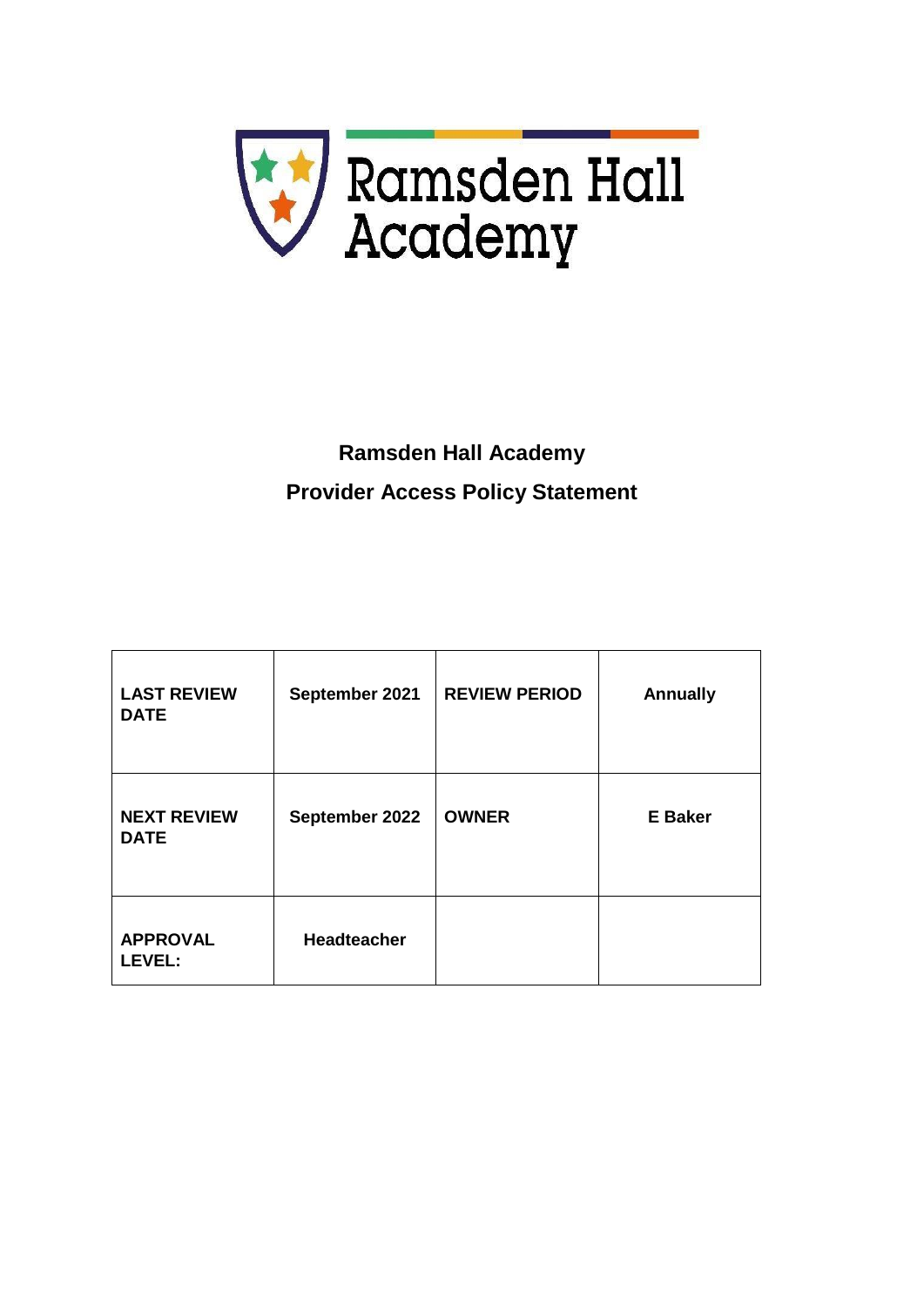Ramsden Hall Academy

# Ramsden Hall Academy

## Provider Access Policy Statement

| LAST REVIEW DATE | September 2021 | REVIEW PERIOD | Annually |
|---|---|---|---|
| NEXT REVIEW DATE | September 2022 | OWNER | E Baker |
| APPROVAL LEVEL: | Headteacher | | |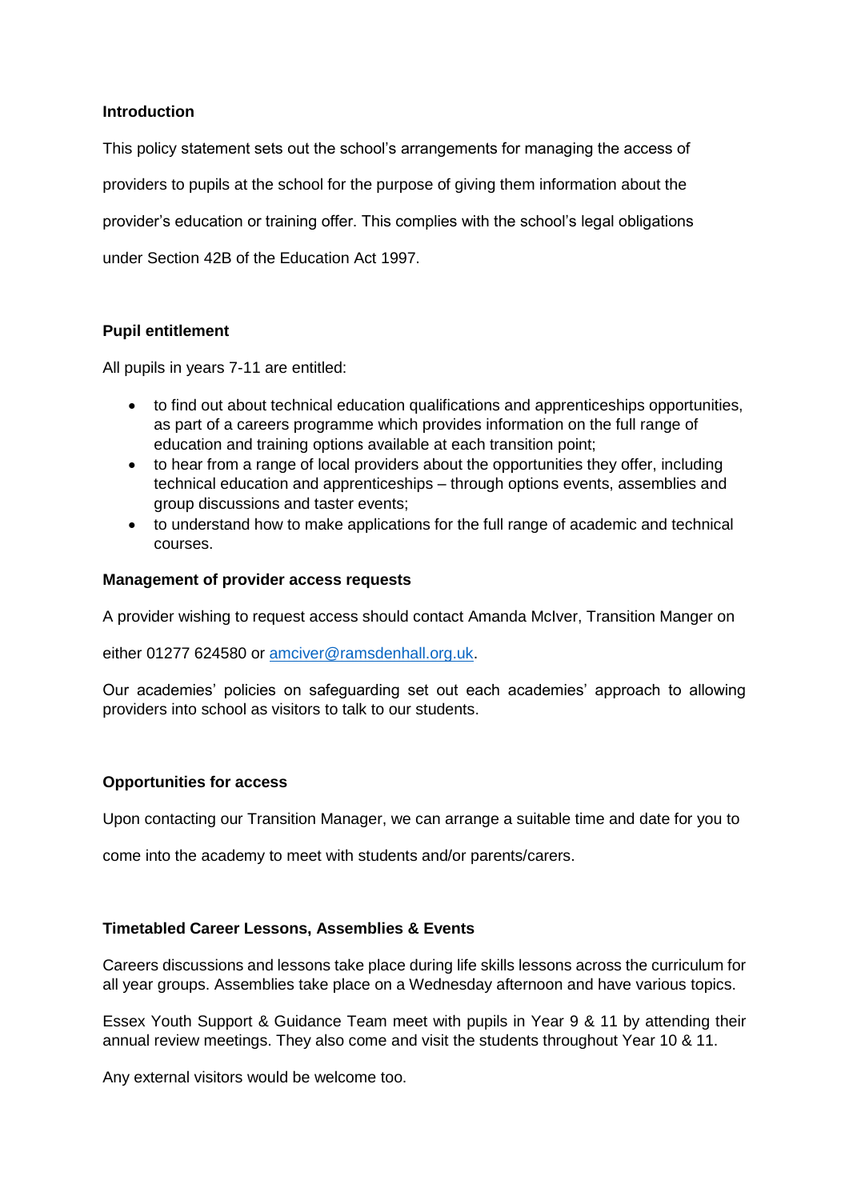**Introduction**

This policy statement sets out the school's arrangements for managing the access of providers to pupils at the school for the purpose of giving them information about the provider's education or training offer. This complies with the school's legal obligations under Section 42B of the Education Act 1997.

**Pupil entitlement**

All pupils in years 7-11 are entitled:

- to find out about technical education qualifications and apprenticeships opportunities, as part of a careers programme which provides information on the full range of education and training options available at each transition point;
- to hear from a range of local providers about the opportunities they offer, including technical education and apprenticeships – through options events, assemblies and group discussions and taster events;
- to understand how to make applications for the full range of academic and technical courses.

**Management of provider access requests**

A provider wishing to request access should contact Amanda McIver, Transition Manger on either 01277 624580 or amciver@ramsdenhall.org.uk.

Our academies' policies on safeguarding set out each academies' approach to allowing providers into school as visitors to talk to our students.

**Opportunities for access**

Upon contacting our Transition Manager, we can arrange a suitable time and date for you to come into the academy to meet with students and/or parents/carers.

**Timetabled Career Lessons, Assemblies & Events**

Careers discussions and lessons take place during life skills lessons across the curriculum for all year groups. Assemblies take place on a Wednesday afternoon and have various topics.

Essex Youth Support & Guidance Team meet with pupils in Year 9 & 11 by attending their annual review meetings. They also come and visit the students throughout Year 10 & 11.

Any external visitors would be welcome too.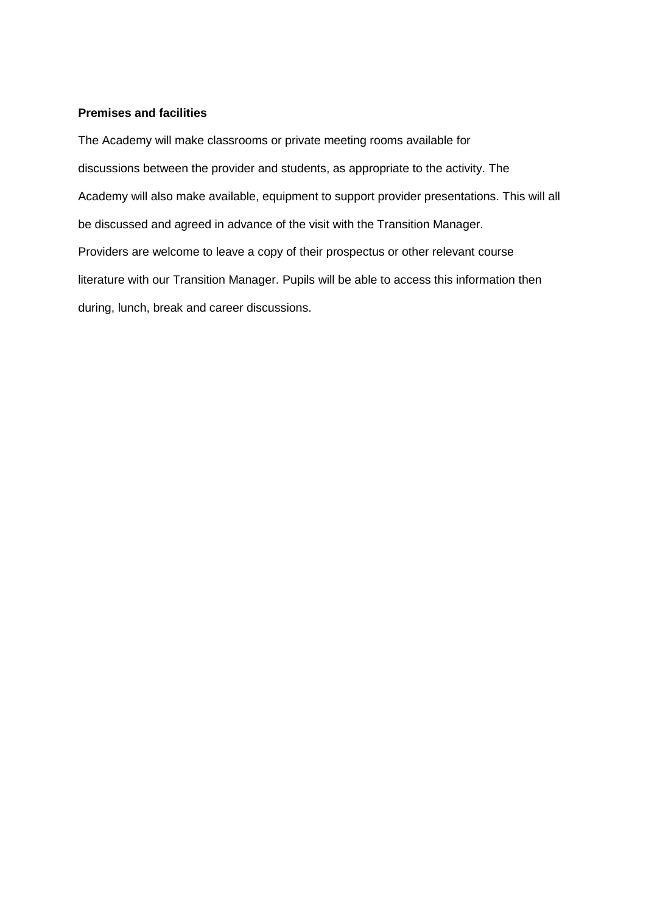**Premises and facilities**

The Academy will make classrooms or private meeting rooms available for discussions between the provider and students, as appropriate to the activity. The Academy will also make available, equipment to support provider presentations. This will all be discussed and agreed in advance of the visit with the Transition Manager.

Providers are welcome to leave a copy of their prospectus or other relevant course literature with our Transition Manager. Pupils will be able to access this information then during, lunch, break and career discussions.